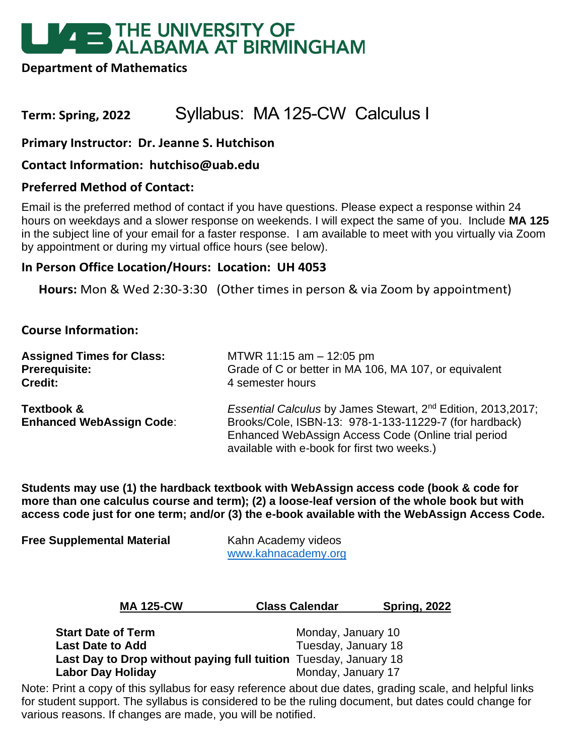# THE UNIVERSITY OF ALABAMA AT BIRMINGHAM

**Department of Mathematics**

## Term: Spring, 2022 Syllabus: MA 125-CW Calculus I

**Primary Instructor: Dr. Jeanne S. Hutchison**

**Contact Information: hutchiso@uab.edu**

### Preferred Method of Contact:

Email is the preferred method of contact if you have questions. Please expect a response within 24 hours on weekdays and a slower response on weekends. I will expect the same of you. Include **MA 125** in the subject line of your email for a faster response. I am available to meet with you virtually via Zoom by appointment or during my virtual office hours (see below).

### In Person Office Location/Hours: Location: UH 4053

**Hours:** Mon & Wed 2:30-3:30 (Other times in person & via Zoom by appointment)

### Course Information:

**Assigned Times for Class:** MTWR 11:15 am – 12:05 pm
**Prerequisite:** Grade of C or better in MA 106, MA 107, or equivalent
**Credit:** 4 semester hours

**Textbook & Enhanced WebAssign Code**: *Essential Calculus* by James Stewart, 2nd Edition, 2013,2017; Brooks/Cole, ISBN-13: 978-1-133-11229-7 (for hardback) Enhanced WebAssign Access Code (Online trial period available with e-book for first two weeks.)

**Students may use (1) the hardback textbook with WebAssign access code (book & code for more than one calculus course and term); (2) a loose-leaf version of the whole book but with access code just for one term; and/or (3) the e-book available with the WebAssign Access Code.**

**Free Supplemental Material** Kahn Academy videos [www.kahnacademy.org](www.kahnacademy.org)

**MA 125-CW Class Calendar Spring, 2022**

| | |
|---|---|
| **Start Date of Term** | Monday, January 10 |
| **Last Date to Add** | Tuesday, January 18 |
| **Last Day to Drop without paying full tuition** | Tuesday, January 18 |
| **Labor Day Holiday** | Monday, January 17 |

Note: Print a copy of this syllabus for easy reference about due dates, grading scale, and helpful links for student support. The syllabus is considered to be the ruling document, but dates could change for various reasons. If changes are made, you will be notified.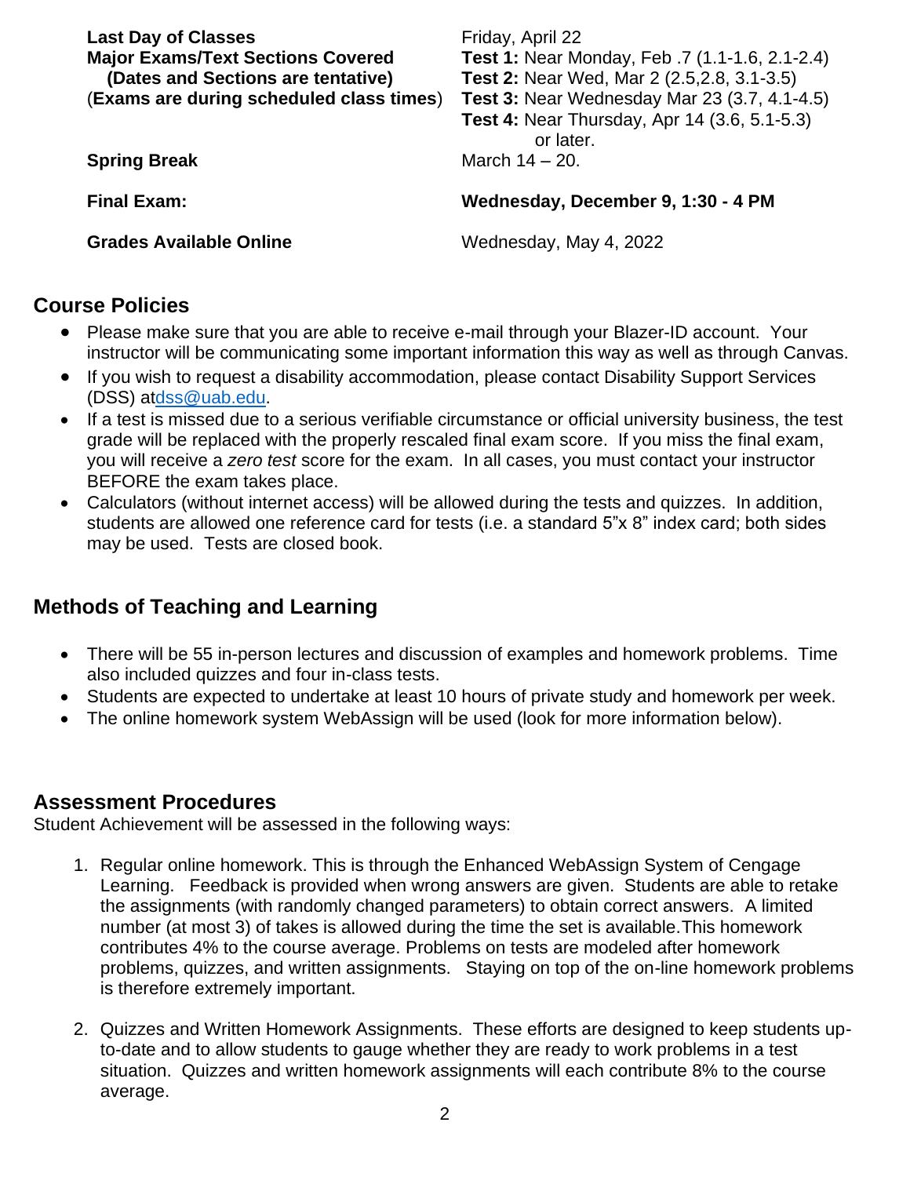| | |
|---|---|
| **Last Day of Classes** | Friday, April 22 |
| **Major Exams/Text Sections Covered (Dates and Sections are tentative) (Exams are during scheduled class times)** | **Test 1:** Near Monday, Feb .7 (1.1-1.6, 2.1-2.4)<br>**Test 2:** Near Wed, Mar 2 (2.5,2.8, 3.1-3.5)<br>**Test 3:** Near Wednesday Mar 23 (3.7, 4.1-4.5)<br>**Test 4:** Near Thursday, Apr 14 (3.6, 5.1-5.3) or later. |
| **Spring Break** | March 14 – 20. |
| **Final Exam:** | **Wednesday, December 9, 1:30 - 4 PM** |
| **Grades Available Online** | Wednesday, May 4, 2022 |

## Course Policies

- Please make sure that you are able to receive e-mail through your Blazer-ID account. Your instructor will be communicating some important information this way as well as through Canvas.
- If you wish to request a disability accommodation, please contact Disability Support Services (DSS) atdss@uab.edu.
- If a test is missed due to a serious verifiable circumstance or official university business, the test grade will be replaced with the properly rescaled final exam score. If you miss the final exam, you will receive a *zero test* score for the exam. In all cases, you must contact your instructor BEFORE the exam takes place.
- Calculators (without internet access) will be allowed during the tests and quizzes. In addition, students are allowed one reference card for tests (i.e. a standard 5"x 8" index card; both sides may be used. Tests are closed book.

## Methods of Teaching and Learning

- There will be 55 in-person lectures and discussion of examples and homework problems. Time also included quizzes and four in-class tests.
- Students are expected to undertake at least 10 hours of private study and homework per week.
- The online homework system WebAssign will be used (look for more information below).

## Assessment Procedures

Student Achievement will be assessed in the following ways:

1. Regular online homework. This is through the Enhanced WebAssign System of Cengage Learning. Feedback is provided when wrong answers are given. Students are able to retake the assignments (with randomly changed parameters) to obtain correct answers. A limited number (at most 3) of takes is allowed during the time the set is available.This homework contributes 4% to the course average. Problems on tests are modeled after homework problems, quizzes, and written assignments. Staying on top of the on-line homework problems is therefore extremely important.

2. Quizzes and Written Homework Assignments. These efforts are designed to keep students up-to-date and to allow students to gauge whether they are ready to work problems in a test situation. Quizzes and written homework assignments will each contribute 8% to the course average.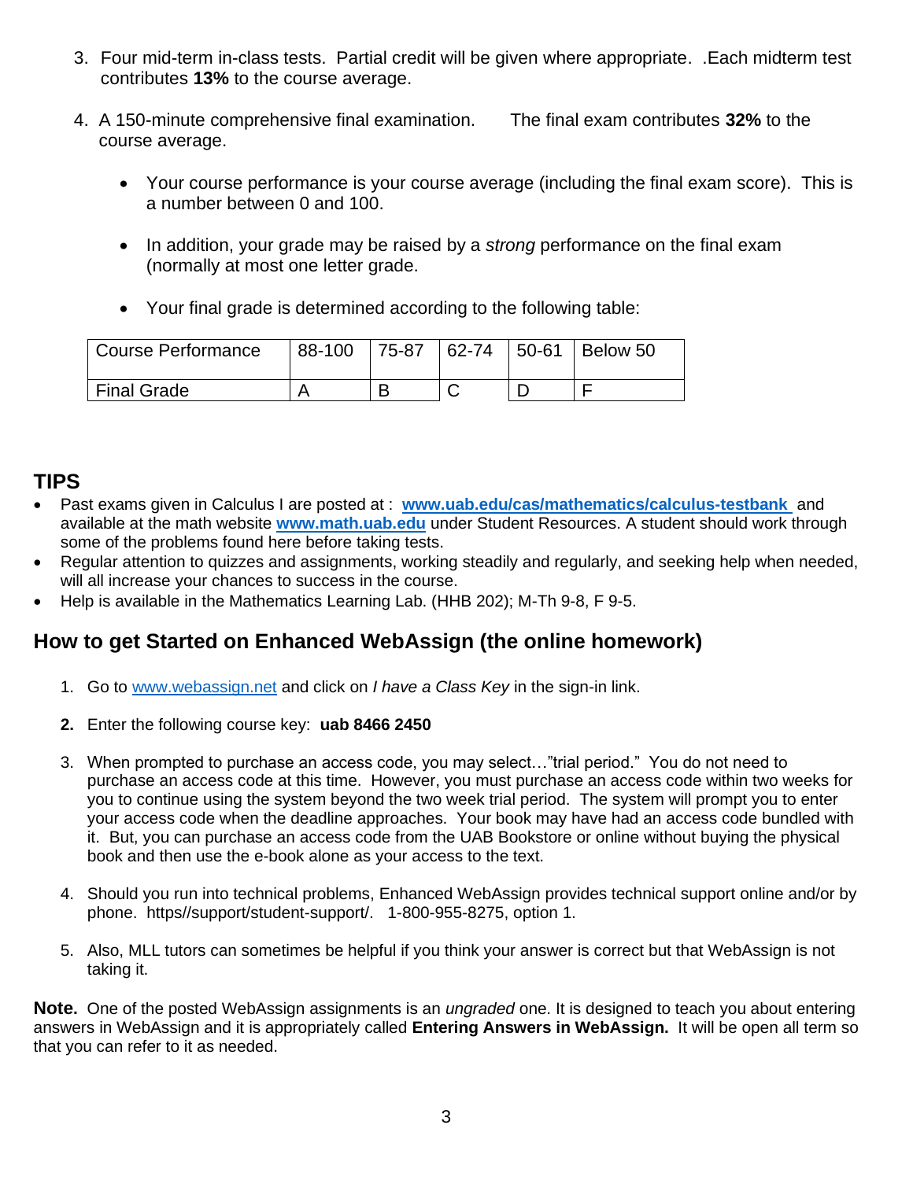3. Four mid-term in-class tests. Partial credit will be given where appropriate. .Each midterm test contributes **13%** to the course average.

4. A 150-minute comprehensive final examination. The final exam contributes **32%** to the course average.

   - Your course performance is your course average (including the final exam score). This is a number between 0 and 100.
   - In addition, your grade may be raised by a *strong* performance on the final exam (normally at most one letter grade.
   - Your final grade is determined according to the following table:

| Course Performance | 88-100 | 75-87 | 62-74 | 50-61 | Below 50 |
|---|---|---|---|---|---|
| Final Grade | A | B | C | D | F |

## TIPS

- Past exams given in Calculus I are posted at : **www.uab.edu/cas/mathematics/calculus-testbank** and available at the math website **www.math.uab.edu** under Student Resources. A student should work through some of the problems found here before taking tests.
- Regular attention to quizzes and assignments, working steadily and regularly, and seeking help when needed, will all increase your chances to success in the course.
- Help is available in the Mathematics Learning Lab. (HHB 202); M-Th 9-8, F 9-5.

## How to get Started on Enhanced WebAssign (the online homework)

1. Go to www.webassign.net and click on *I have a Class Key* in the sign-in link.
2. Enter the following course key: **uab 8466 2450**
3. When prompted to purchase an access code, you may select…"trial period." You do not need to purchase an access code at this time. However, you must purchase an access code within two weeks for you to continue using the system beyond the two week trial period. The system will prompt you to enter your access code when the deadline approaches. Your book may have had an access code bundled with it. But, you can purchase an access code from the UAB Bookstore or online without buying the physical book and then use the e-book alone as your access to the text.
4. Should you run into technical problems, Enhanced WebAssign provides technical support online and/or by phone. https//support/student-support/. 1-800-955-8275, option 1.
5. Also, MLL tutors can sometimes be helpful if you think your answer is correct but that WebAssign is not taking it.

**Note.** One of the posted WebAssign assignments is an *ungraded* one. It is designed to teach you about entering answers in WebAssign and it is appropriately called **Entering Answers in WebAssign.** It will be open all term so that you can refer to it as needed.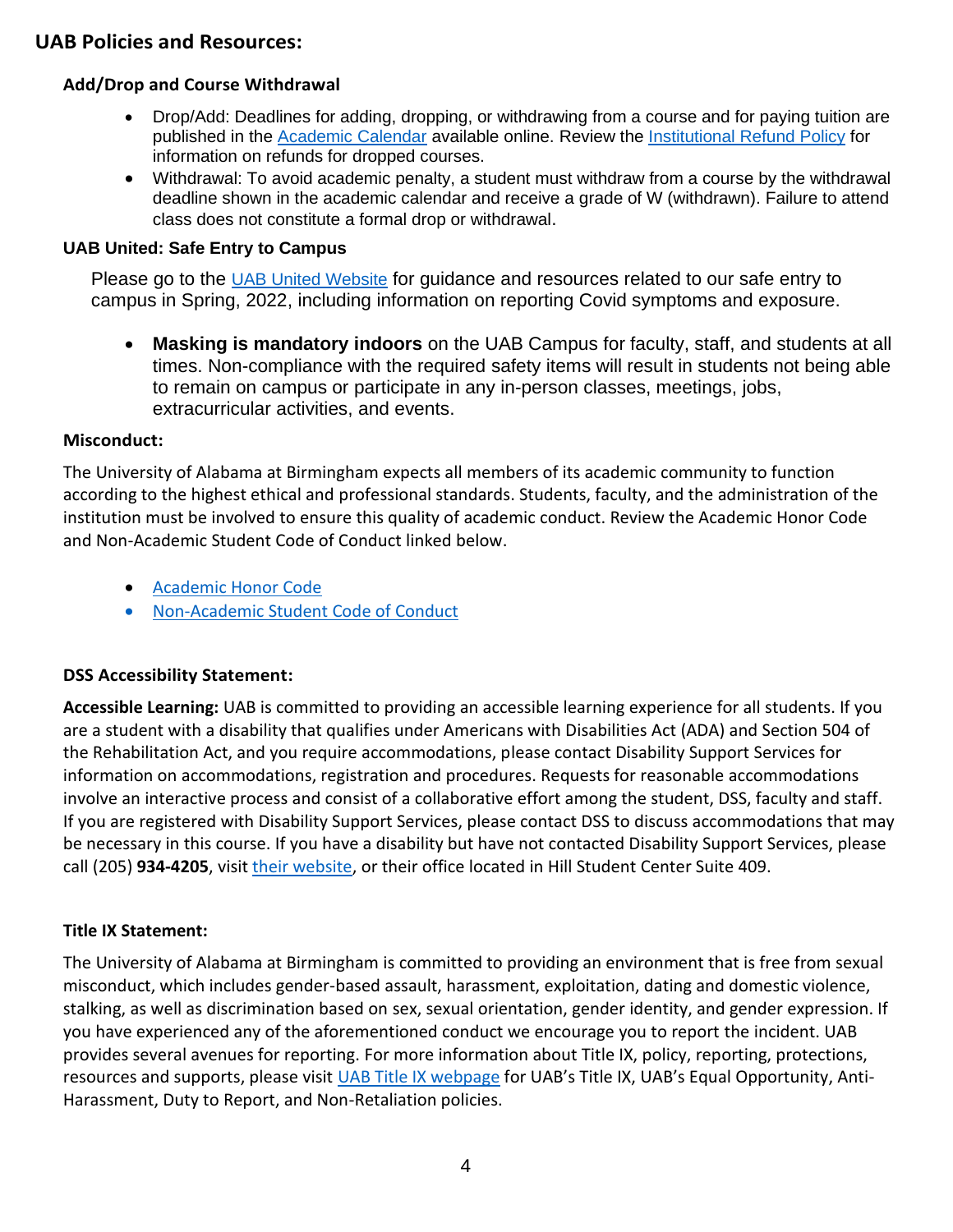## UAB Policies and Resources:

### Add/Drop and Course Withdrawal

- Drop/Add: Deadlines for adding, dropping, or withdrawing from a course and for paying tuition are published in the Academic Calendar available online. Review the Institutional Refund Policy for information on refunds for dropped courses.
- Withdrawal: To avoid academic penalty, a student must withdraw from a course by the withdrawal deadline shown in the academic calendar and receive a grade of W (withdrawn). Failure to attend class does not constitute a formal drop or withdrawal.

### UAB United: Safe Entry to Campus

Please go to the UAB United Website for guidance and resources related to our safe entry to campus in Spring, 2022, including information on reporting Covid symptoms and exposure.

- **Masking is mandatory indoors** on the UAB Campus for faculty, staff, and students at all times. Non-compliance with the required safety items will result in students not being able to remain on campus or participate in any in-person classes, meetings, jobs, extracurricular activities, and events.

### Misconduct:

The University of Alabama at Birmingham expects all members of its academic community to function according to the highest ethical and professional standards. Students, faculty, and the administration of the institution must be involved to ensure this quality of academic conduct. Review the Academic Honor Code and Non-Academic Student Code of Conduct linked below.

- Academic Honor Code
- Non-Academic Student Code of Conduct

### DSS Accessibility Statement:

**Accessible Learning:** UAB is committed to providing an accessible learning experience for all students. If you are a student with a disability that qualifies under Americans with Disabilities Act (ADA) and Section 504 of the Rehabilitation Act, and you require accommodations, please contact Disability Support Services for information on accommodations, registration and procedures. Requests for reasonable accommodations involve an interactive process and consist of a collaborative effort among the student, DSS, faculty and staff. If you are registered with Disability Support Services, please contact DSS to discuss accommodations that may be necessary in this course. If you have a disability but have not contacted Disability Support Services, please call (205) **934-4205**, visit their website, or their office located in Hill Student Center Suite 409.

### Title IX Statement:

The University of Alabama at Birmingham is committed to providing an environment that is free from sexual misconduct, which includes gender-based assault, harassment, exploitation, dating and domestic violence, stalking, as well as discrimination based on sex, sexual orientation, gender identity, and gender expression. If you have experienced any of the aforementioned conduct we encourage you to report the incident. UAB provides several avenues for reporting. For more information about Title IX, policy, reporting, protections, resources and supports, please visit UAB Title IX webpage for UAB's Title IX, UAB's Equal Opportunity, Anti-Harassment, Duty to Report, and Non-Retaliation policies.